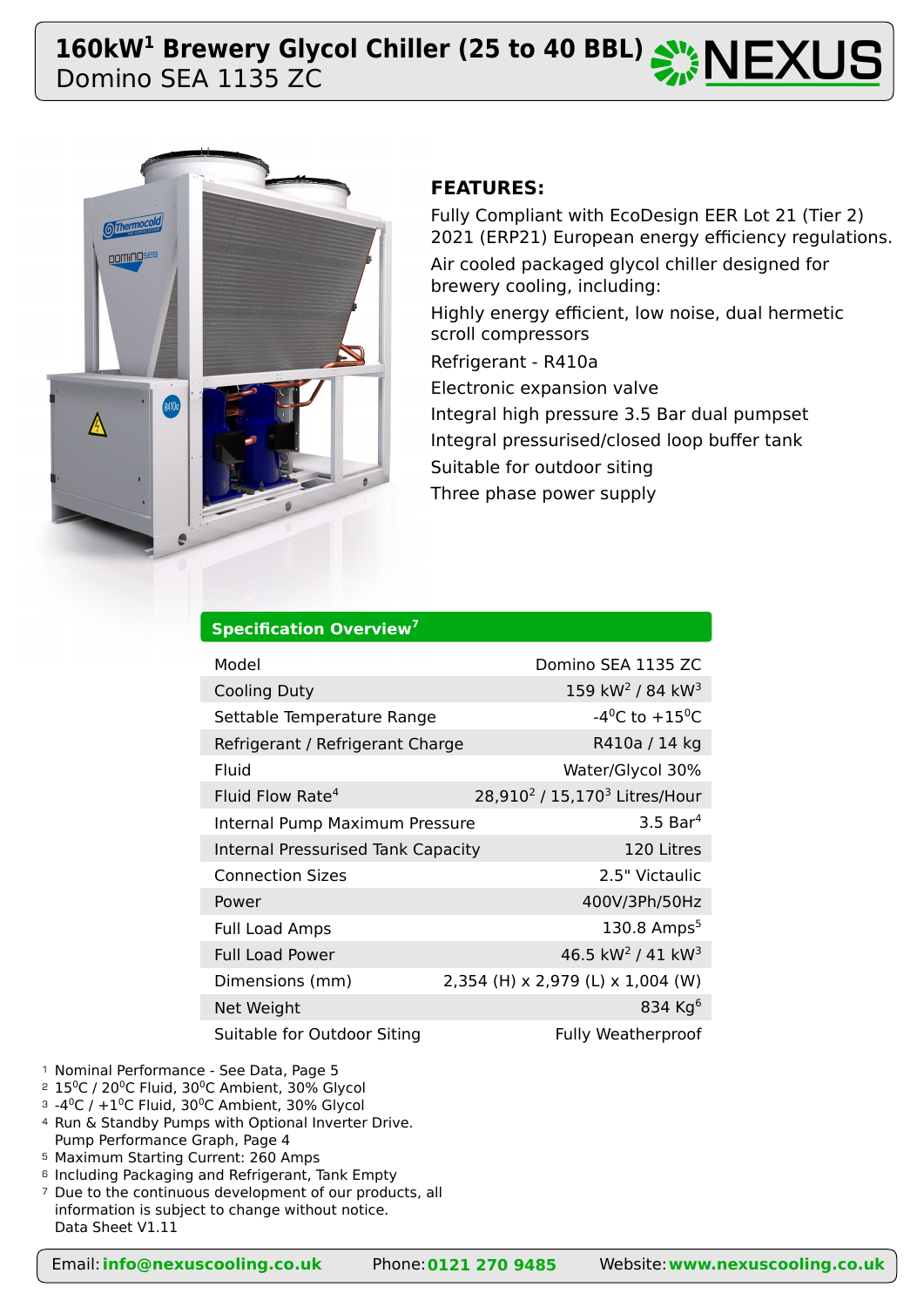# 160kW[1] Brewery Glycol Chiller (25 to 40 BBL)
## Domino SEA 1135 ZC

### FEATURES:

Fully Compliant with EcoDesign EER Lot 21 (Tier 2) 2021 (ERP21) European energy efficiency regulations.

Air cooled packaged glycol chiller designed for brewery cooling, including:

Highly energy efficient, low noise, dual hermetic scroll compressors

Refrigerant - R410a

Electronic expansion valve

Integral high pressure 3.5 Bar dual pumpset

Integral pressurised/closed loop buffer tank

Suitable for outdoor siting

Three phase power supply

### Specification Overview[7]

| | |
|---|---|
| Model | Domino SEA 1135 ZC |
| Cooling Duty | 159 kW[2] / 84 kW[3] |
| Settable Temperature Range | -4°C to +15°C |
| Refrigerant / Refrigerant Charge | R410a / 14 kg |
| Fluid | Water/Glycol 30% |
| Fluid Flow Rate[4] | 28,910[2] / 15,170[3] Litres/Hour |
| Internal Pump Maximum Pressure | 3.5 Bar[4] |
| Internal Pressurised Tank Capacity | 120 Litres |
| Connection Sizes | 2.5" Victaulic |
| Power | 400V/3Ph/50Hz |
| Full Load Amps | 130.8 Amps[5] |
| Full Load Power | 46.5 kW[2] / 41 kW[3] |
| Dimensions (mm) | 2,354 (H) x 2,979 (L) x 1,004 (W) |
| Net Weight | 834 Kg[6] |
| Suitable for Outdoor Siting | Fully Weatherproof |

1 Nominal Performance - See Data, Page 5
2 15°C / 20°C Fluid, 30°C Ambient, 30% Glycol
3 -4°C / +1°C Fluid, 30°C Ambient, 30% Glycol
4 Run & Standby Pumps with Optional Inverter Drive. Pump Performance Graph, Page 4
5 Maximum Starting Current: 260 Amps
6 Including Packaging and Refrigerant, Tank Empty
7 Due to the continuous development of our products, all information is subject to change without notice. Data Sheet V1.11

Email: **info@nexuscooling.co.uk** Phone: **0121 270 9485** Website: **www.nexuscooling.co.uk**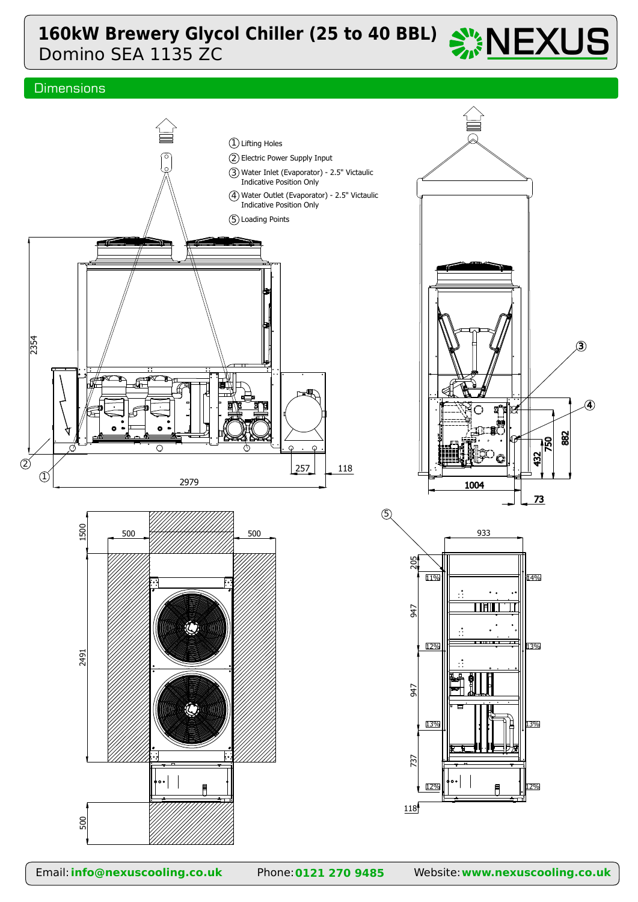# 160kW Brewery Glycol Chiller (25 to 40 BBL)

Domino SEA 1135 ZC

## Dimensions

1. Lifting Holes
2. Electric Power Supply Input
3. Water Inlet (Evaporator) - 2.5" Victaulic Indicative Position Only
4. Water Outlet (Evaporator) - 2.5" Victaulic Indicative Position Only
5. Loading Points

2354

2979

257

118

1004

73

432

750

882

1500

500

500

2491

500

933

205

947

947

737

118

11%

14%

12%

13%

13%

13%

12%

12%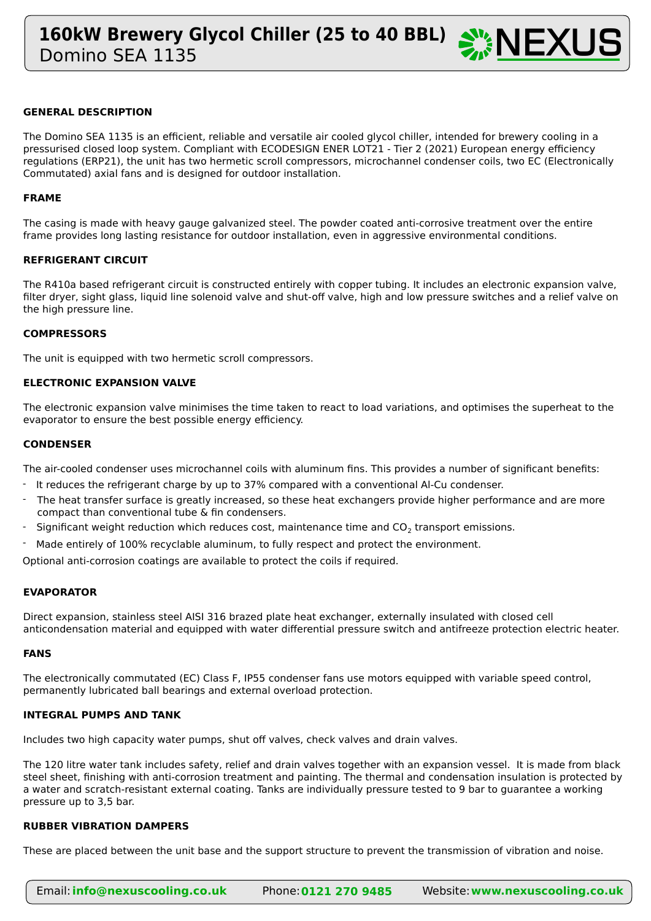# 160kW Brewery Glycol Chiller (25 to 40 BBL)

Domino SEA 1135

## GENERAL DESCRIPTION

The Domino SEA 1135 is an efficient, reliable and versatile air cooled glycol chiller, intended for brewery cooling in a pressurised closed loop system. Compliant with ECODESIGN ENER LOT21 - Tier 2 (2021) European energy efficiency regulations (ERP21), the unit has two hermetic scroll compressors, microchannel condenser coils, two EC (Electronically Commutated) axial fans and is designed for outdoor installation.

## FRAME

The casing is made with heavy gauge galvanized steel. The powder coated anti-corrosive treatment over the entire frame provides long lasting resistance for outdoor installation, even in aggressive environmental conditions.

## REFRIGERANT CIRCUIT

The R410a based refrigerant circuit is constructed entirely with copper tubing. It includes an electronic expansion valve, filter dryer, sight glass, liquid line solenoid valve and shut-off valve, high and low pressure switches and a relief valve on the high pressure line.

## COMPRESSORS

The unit is equipped with two hermetic scroll compressors.

## ELECTRONIC EXPANSION VALVE

The electronic expansion valve minimises the time taken to react to load variations, and optimises the superheat to the evaporator to ensure the best possible energy efficiency.

## CONDENSER

The air-cooled condenser uses microchannel coils with aluminum fins. This provides a number of significant benefits:

- It reduces the refrigerant charge by up to 37% compared with a conventional Al-Cu condenser.
- The heat transfer surface is greatly increased, so these heat exchangers provide higher performance and are more compact than conventional tube & fin condensers.
- Significant weight reduction which reduces cost, maintenance time and $CO_2$ transport emissions.
- Made entirely of 100% recyclable aluminum, to fully respect and protect the environment.

Optional anti-corrosion coatings are available to protect the coils if required.

## EVAPORATOR

Direct expansion, stainless steel AISI 316 brazed plate heat exchanger, externally insulated with closed cell anticondensation material and equipped with water differential pressure switch and antifreeze protection electric heater.

## FANS

The electronically commutated (EC) Class F, IP55 condenser fans use motors equipped with variable speed control, permanently lubricated ball bearings and external overload protection.

## INTEGRAL PUMPS AND TANK

Includes two high capacity water pumps, shut off valves, check valves and drain valves.

The 120 litre water tank includes safety, relief and drain valves together with an expansion vessel. It is made from black steel sheet, finishing with anti-corrosion treatment and painting. The thermal and condensation insulation is protected by a water and scratch-resistant external coating. Tanks are individually pressure tested to 9 bar to guarantee a working pressure up to 3,5 bar.

## RUBBER VIBRATION DAMPERS

These are placed between the unit base and the support structure to prevent the transmission of vibration and noise.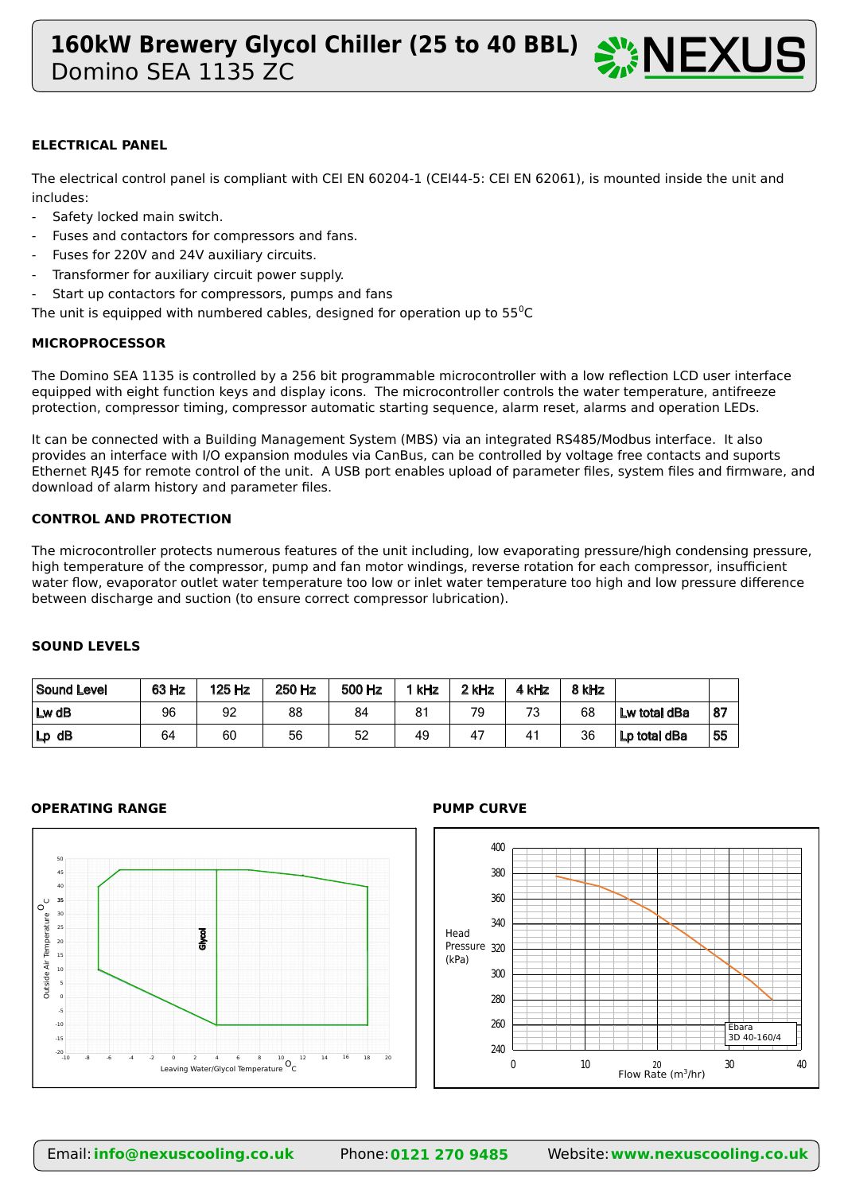## ELECTRICAL PANEL

The electrical control panel is compliant with CEI EN 60204-1 (CEI44-5: CEI EN 62061), is mounted inside the unit and includes:

- Safety locked main switch.
- Fuses and contactors for compressors and fans.
- Fuses for 220V and 24V auxiliary circuits.
- Transformer for auxiliary circuit power supply.
- Start up contactors for compressors, pumps and fans

The unit is equipped with numbered cables, designed for operation up to 55$^0$C

## MICROPROCESSOR

The Domino SEA 1135 is controlled by a 256 bit programmable microcontroller with a low reflection LCD user interface equipped with eight function keys and display icons. The microcontroller controls the water temperature, antifreeze protection, compressor timing, compressor automatic starting sequence, alarm reset, alarms and operation LEDs.

It can be connected with a Building Management System (MBS) via an integrated RS485/Modbus interface. It also provides an interface with I/O expansion modules via CanBus, can be controlled by voltage free contacts and suports Ethernet RJ45 for remote control of the unit. A USB port enables upload of parameter files, system files and firmware, and download of alarm history and parameter files.

## CONTROL AND PROTECTION

The microcontroller protects numerous features of the unit including, low evaporating pressure/high condensing pressure, high temperature of the compressor, pump and fan motor windings, reverse rotation for each compressor, insufficient water flow, evaporator outlet water temperature too low or inlet water temperature too high and low pressure difference between discharge and suction (to ensure correct compressor lubrication).

## SOUND LEVELS

| Sound Level | 63 Hz | 125 Hz | 250 Hz | 500 Hz | 1 kHz | 2 kHz | 4 kHz | 8 kHz | | |
|---|---|---|---|---|---|---|---|---|---|---|
| Lw dB | 96 | 92 | 88 | 84 | 81 | 79 | 73 | 68 | Lw total dBa | 87 |
| Lp dB | 64 | 60 | 56 | 52 | 49 | 47 | 41 | 36 | Lp total dBa | 55 |

## OPERATING RANGE

## PUMP CURVE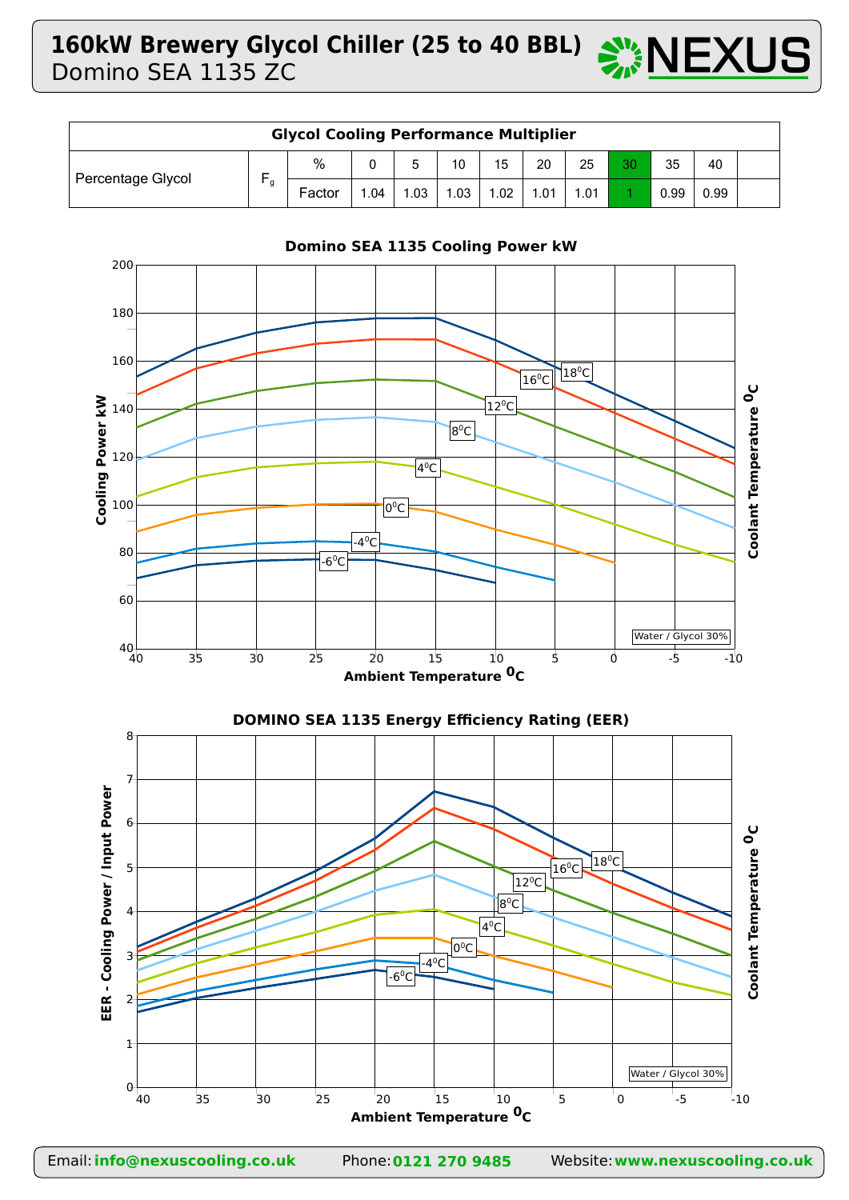# 160kW Brewery Glycol Chiller (25 to 40 BBL)

Domino SEA 1135 ZC

NEXUS

| Glycol Cooling Performance Multiplier | | | | | | | | | | | |
|---|---|---|---|---|---|---|---|---|---|---|---|
| Percentage Glycol | $F_g$ | % | 0 | 5 | 10 | 15 | 20 | 25 | 30 | 35 | 40 |
| | | Factor | 1.04 | 1.03 | 1.03 | 1.02 | 1.01 | 1.01 | 1 | 0.99 | 0.99 |

**Domino SEA 1135 Cooling Power kW**

Cooling Power kW

200
180
160
140
120
100
80
60
40

40 35 30 25 20 15 10 5 0 -5 -10

Ambient Temperature $^0$C

Coolant Temperature $^0$C

18$^0$C
16$^0$C
12$^0$C
8$^0$C
4$^0$C
0$^0$C
-4$^0$C
-6$^0$C

Water / Glycol 30%

**DOMINO SEA 1135 Energy Efficiency Rating (EER)**

EER - Cooling Power / Input Power

8
7
6
5
4
3
2
1
0

40 35 30 25 20 15 10 5 0 -5 -10

Ambient Temperature $^0$C

Coolant Temperature $^0$C

18$^0$C
16$^0$C
12$^0$C
8$^0$C
4$^0$C
0$^0$C
-4$^0$C
-6$^0$C

Water / Glycol 30%

Email: **info@nexuscooling.co.uk** Phone: **0121 270 9485** Website: **www.nexuscooling.co.uk**